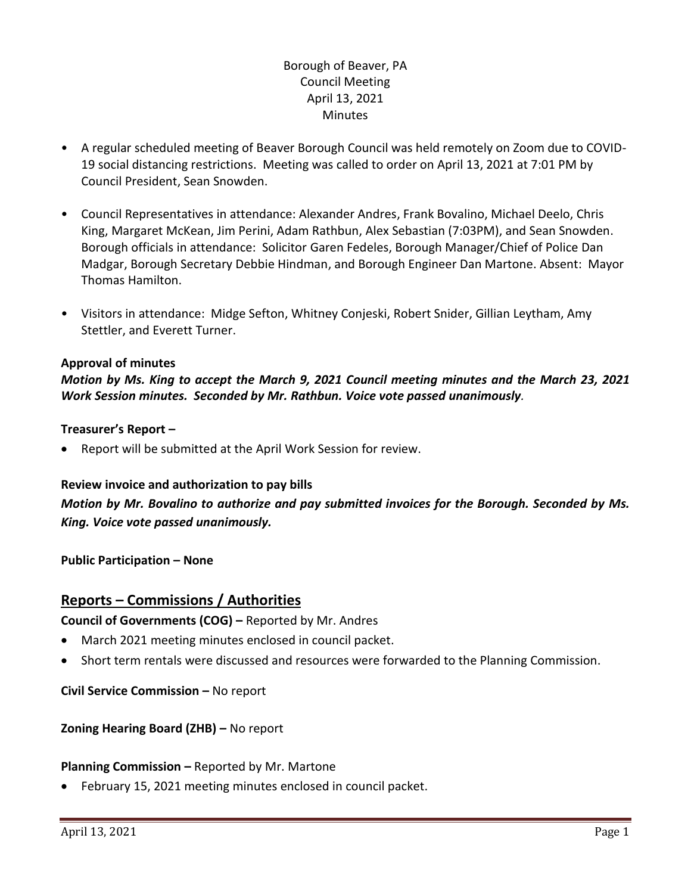Borough of Beaver, PA
Council Meeting
April 13, 2021
Minutes

- A regular scheduled meeting of Beaver Borough Council was held remotely on Zoom due to COVID-19 social distancing restrictions. Meeting was called to order on April 13, 2021 at 7:01 PM by Council President, Sean Snowden.

- Council Representatives in attendance: Alexander Andres, Frank Bovalino, Michael Deelo, Chris King, Margaret McKean, Jim Perini, Adam Rathbun, Alex Sebastian (7:03PM), and Sean Snowden. Borough officials in attendance: Solicitor Garen Fedeles, Borough Manager/Chief of Police Dan Madgar, Borough Secretary Debbie Hindman, and Borough Engineer Dan Martone. Absent: Mayor Thomas Hamilton.

- Visitors in attendance: Midge Sefton, Whitney Conjeski, Robert Snider, Gillian Leytham, Amy Stettler, and Everett Turner.

**Approval of minutes**

***Motion by Ms. King to accept the March 9, 2021 Council meeting minutes and the March 23, 2021 Work Session minutes. Seconded by Mr. Rathbun. Voice vote passed unanimously.***

**Treasurer's Report –**

- Report will be submitted at the April Work Session for review.

**Review invoice and authorization to pay bills**

***Motion by Mr. Bovalino to authorize and pay submitted invoices for the Borough. Seconded by Ms. King. Voice vote passed unanimously.***

**Public Participation – None**

## Reports – Commissions / Authorities

**Council of Governments (COG) –** Reported by Mr. Andres

- March 2021 meeting minutes enclosed in council packet.
- Short term rentals were discussed and resources were forwarded to the Planning Commission.

**Civil Service Commission –** No report

**Zoning Hearing Board (ZHB) –** No report

**Planning Commission –** Reported by Mr. Martone

- February 15, 2021 meeting minutes enclosed in council packet.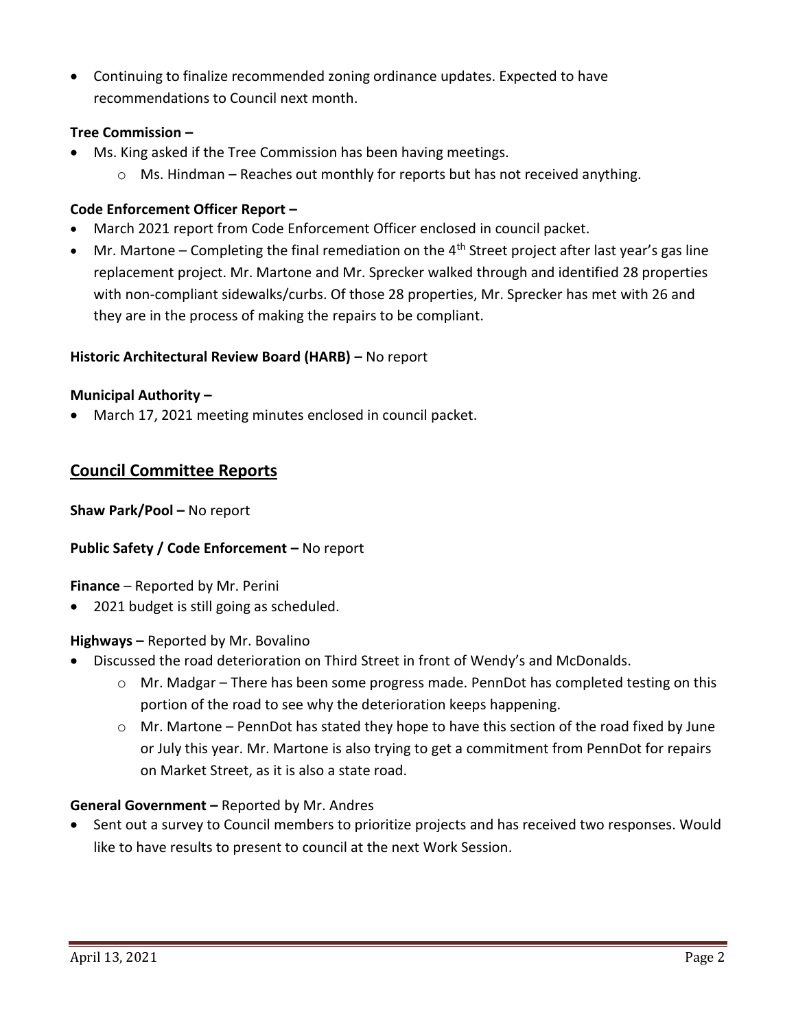- Continuing to finalize recommended zoning ordinance updates. Expected to have recommendations to Council next month.

**Tree Commission –**

- Ms. King asked if the Tree Commission has been having meetings.
    - Ms. Hindman – Reaches out monthly for reports but has not received anything.

**Code Enforcement Officer Report –**

- March 2021 report from Code Enforcement Officer enclosed in council packet.
- Mr. Martone – Completing the final remediation on the 4th Street project after last year's gas line replacement project. Mr. Martone and Mr. Sprecker walked through and identified 28 properties with non-compliant sidewalks/curbs. Of those 28 properties, Mr. Sprecker has met with 26 and they are in the process of making the repairs to be compliant.

**Historic Architectural Review Board (HARB) –** No report

**Municipal Authority –**

- March 17, 2021 meeting minutes enclosed in council packet.

## Council Committee Reports

**Shaw Park/Pool –** No report

**Public Safety / Code Enforcement –** No report

**Finance** – Reported by Mr. Perini

- 2021 budget is still going as scheduled.

**Highways –** Reported by Mr. Bovalino

- Discussed the road deterioration on Third Street in front of Wendy's and McDonalds.
    - Mr. Madgar – There has been some progress made. PennDot has completed testing on this portion of the road to see why the deterioration keeps happening.
    - Mr. Martone – PennDot has stated they hope to have this section of the road fixed by June or July this year. Mr. Martone is also trying to get a commitment from PennDot for repairs on Market Street, as it is also a state road.

**General Government –** Reported by Mr. Andres

- Sent out a survey to Council members to prioritize projects and has received two responses. Would like to have results to present to council at the next Work Session.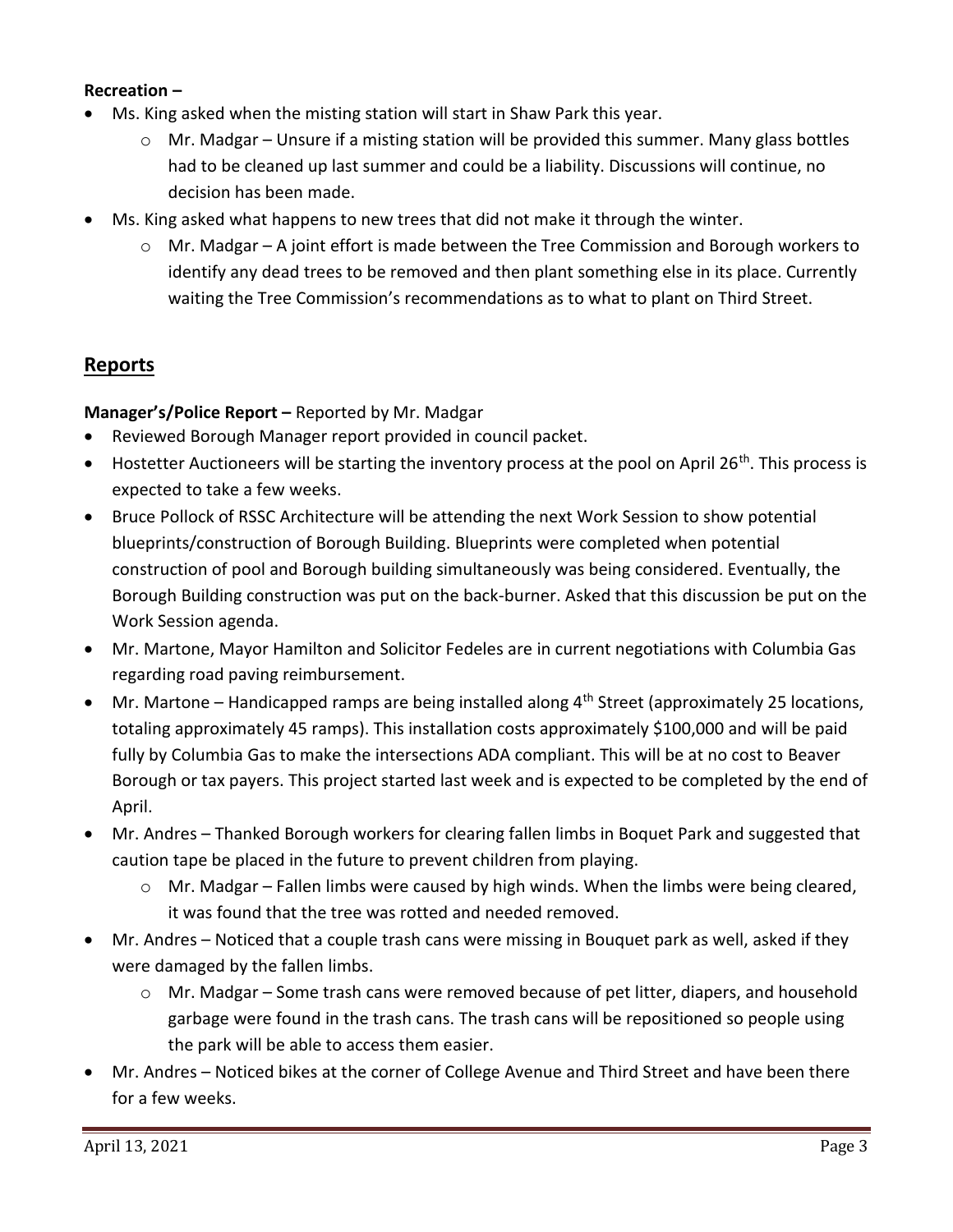**Recreation –**

- Ms. King asked when the misting station will start in Shaw Park this year.
    - Mr. Madgar – Unsure if a misting station will be provided this summer. Many glass bottles had to be cleaned up last summer and could be a liability. Discussions will continue, no decision has been made.
- Ms. King asked what happens to new trees that did not make it through the winter.
    - Mr. Madgar – A joint effort is made between the Tree Commission and Borough workers to identify any dead trees to be removed and then plant something else in its place. Currently waiting the Tree Commission's recommendations as to what to plant on Third Street.

## Reports

**Manager's/Police Report –** Reported by Mr. Madgar

- Reviewed Borough Manager report provided in council packet.
- Hostetter Auctioneers will be starting the inventory process at the pool on April 26th. This process is expected to take a few weeks.
- Bruce Pollock of RSSC Architecture will be attending the next Work Session to show potential blueprints/construction of Borough Building. Blueprints were completed when potential construction of pool and Borough building simultaneously was being considered. Eventually, the Borough Building construction was put on the back-burner. Asked that this discussion be put on the Work Session agenda.
- Mr. Martone, Mayor Hamilton and Solicitor Fedeles are in current negotiations with Columbia Gas regarding road paving reimbursement.
- Mr. Martone – Handicapped ramps are being installed along 4th Street (approximately 25 locations, totaling approximately 45 ramps). This installation costs approximately $100,000 and will be paid fully by Columbia Gas to make the intersections ADA compliant. This will be at no cost to Beaver Borough or tax payers. This project started last week and is expected to be completed by the end of April.
- Mr. Andres – Thanked Borough workers for clearing fallen limbs in Boquet Park and suggested that caution tape be placed in the future to prevent children from playing.
    - Mr. Madgar – Fallen limbs were caused by high winds. When the limbs were being cleared, it was found that the tree was rotted and needed removed.
- Mr. Andres – Noticed that a couple trash cans were missing in Bouquet park as well, asked if they were damaged by the fallen limbs.
    - Mr. Madgar – Some trash cans were removed because of pet litter, diapers, and household garbage were found in the trash cans. The trash cans will be repositioned so people using the park will be able to access them easier.
- Mr. Andres – Noticed bikes at the corner of College Avenue and Third Street and have been there for a few weeks.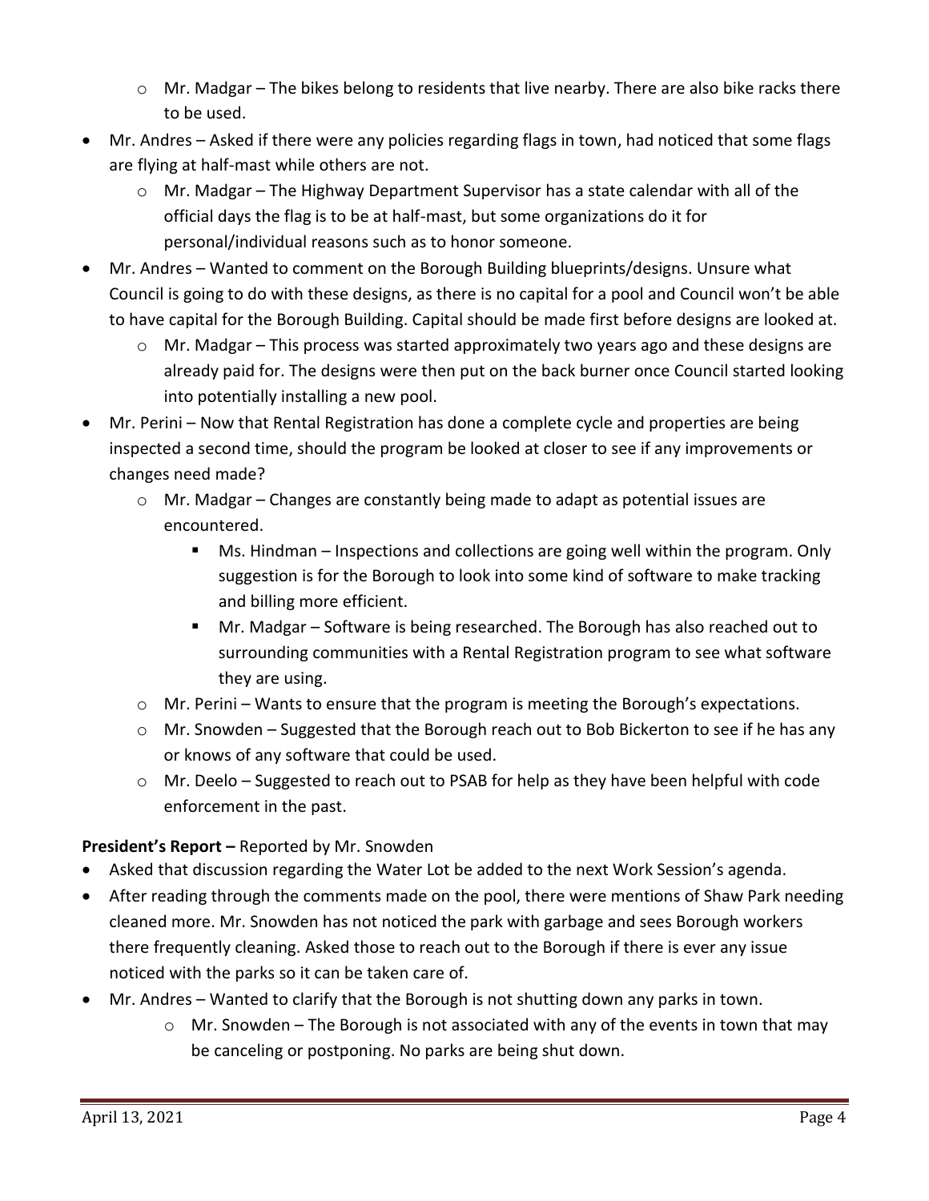- Mr. Madgar – The bikes belong to residents that live nearby. There are also bike racks there to be used.
- Mr. Andres – Asked if there were any policies regarding flags in town, had noticed that some flags are flying at half-mast while others are not.
    - Mr. Madgar – The Highway Department Supervisor has a state calendar with all of the official days the flag is to be at half-mast, but some organizations do it for personal/individual reasons such as to honor someone.
- Mr. Andres – Wanted to comment on the Borough Building blueprints/designs. Unsure what Council is going to do with these designs, as there is no capital for a pool and Council won't be able to have capital for the Borough Building. Capital should be made first before designs are looked at.
    - Mr. Madgar – This process was started approximately two years ago and these designs are already paid for. The designs were then put on the back burner once Council started looking into potentially installing a new pool.
- Mr. Perini – Now that Rental Registration has done a complete cycle and properties are being inspected a second time, should the program be looked at closer to see if any improvements or changes need made?
    - Mr. Madgar – Changes are constantly being made to adapt as potential issues are encountered.
        - Ms. Hindman – Inspections and collections are going well within the program. Only suggestion is for the Borough to look into some kind of software to make tracking and billing more efficient.
        - Mr. Madgar – Software is being researched. The Borough has also reached out to surrounding communities with a Rental Registration program to see what software they are using.
    - Mr. Perini – Wants to ensure that the program is meeting the Borough's expectations.
    - Mr. Snowden – Suggested that the Borough reach out to Bob Bickerton to see if he has any or knows of any software that could be used.
    - Mr. Deelo – Suggested to reach out to PSAB for help as they have been helpful with code enforcement in the past.

**President's Report –** Reported by Mr. Snowden

- Asked that discussion regarding the Water Lot be added to the next Work Session's agenda.
- After reading through the comments made on the pool, there were mentions of Shaw Park needing cleaned more. Mr. Snowden has not noticed the park with garbage and sees Borough workers there frequently cleaning. Asked those to reach out to the Borough if there is ever any issue noticed with the parks so it can be taken care of.
- Mr. Andres – Wanted to clarify that the Borough is not shutting down any parks in town.
    - Mr. Snowden – The Borough is not associated with any of the events in town that may be canceling or postponing. No parks are being shut down.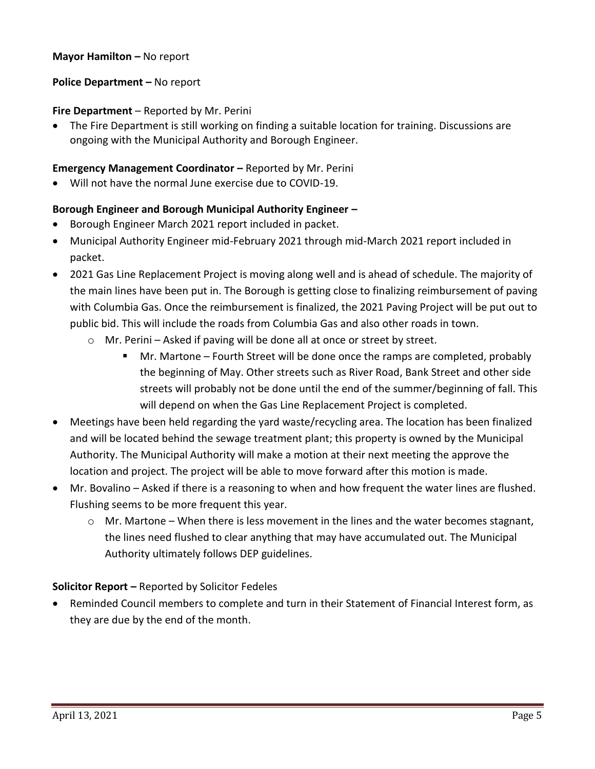**Mayor Hamilton –** No report

**Police Department –** No report

**Fire Department** – Reported by Mr. Perini

- The Fire Department is still working on finding a suitable location for training. Discussions are ongoing with the Municipal Authority and Borough Engineer.

**Emergency Management Coordinator –** Reported by Mr. Perini

- Will not have the normal June exercise due to COVID-19.

**Borough Engineer and Borough Municipal Authority Engineer –**

- Borough Engineer March 2021 report included in packet.
- Municipal Authority Engineer mid-February 2021 through mid-March 2021 report included in packet.
- 2021 Gas Line Replacement Project is moving along well and is ahead of schedule. The majority of the main lines have been put in. The Borough is getting close to finalizing reimbursement of paving with Columbia Gas. Once the reimbursement is finalized, the 2021 Paving Project will be put out to public bid. This will include the roads from Columbia Gas and also other roads in town.
  - Mr. Perini – Asked if paving will be done all at once or street by street.
    - Mr. Martone – Fourth Street will be done once the ramps are completed, probably the beginning of May. Other streets such as River Road, Bank Street and other side streets will probably not be done until the end of the summer/beginning of fall. This will depend on when the Gas Line Replacement Project is completed.
- Meetings have been held regarding the yard waste/recycling area. The location has been finalized and will be located behind the sewage treatment plant; this property is owned by the Municipal Authority. The Municipal Authority will make a motion at their next meeting the approve the location and project. The project will be able to move forward after this motion is made.
- Mr. Bovalino – Asked if there is a reasoning to when and how frequent the water lines are flushed. Flushing seems to be more frequent this year.
  - Mr. Martone – When there is less movement in the lines and the water becomes stagnant, the lines need flushed to clear anything that may have accumulated out. The Municipal Authority ultimately follows DEP guidelines.

**Solicitor Report –** Reported by Solicitor Fedeles

- Reminded Council members to complete and turn in their Statement of Financial Interest form, as they are due by the end of the month.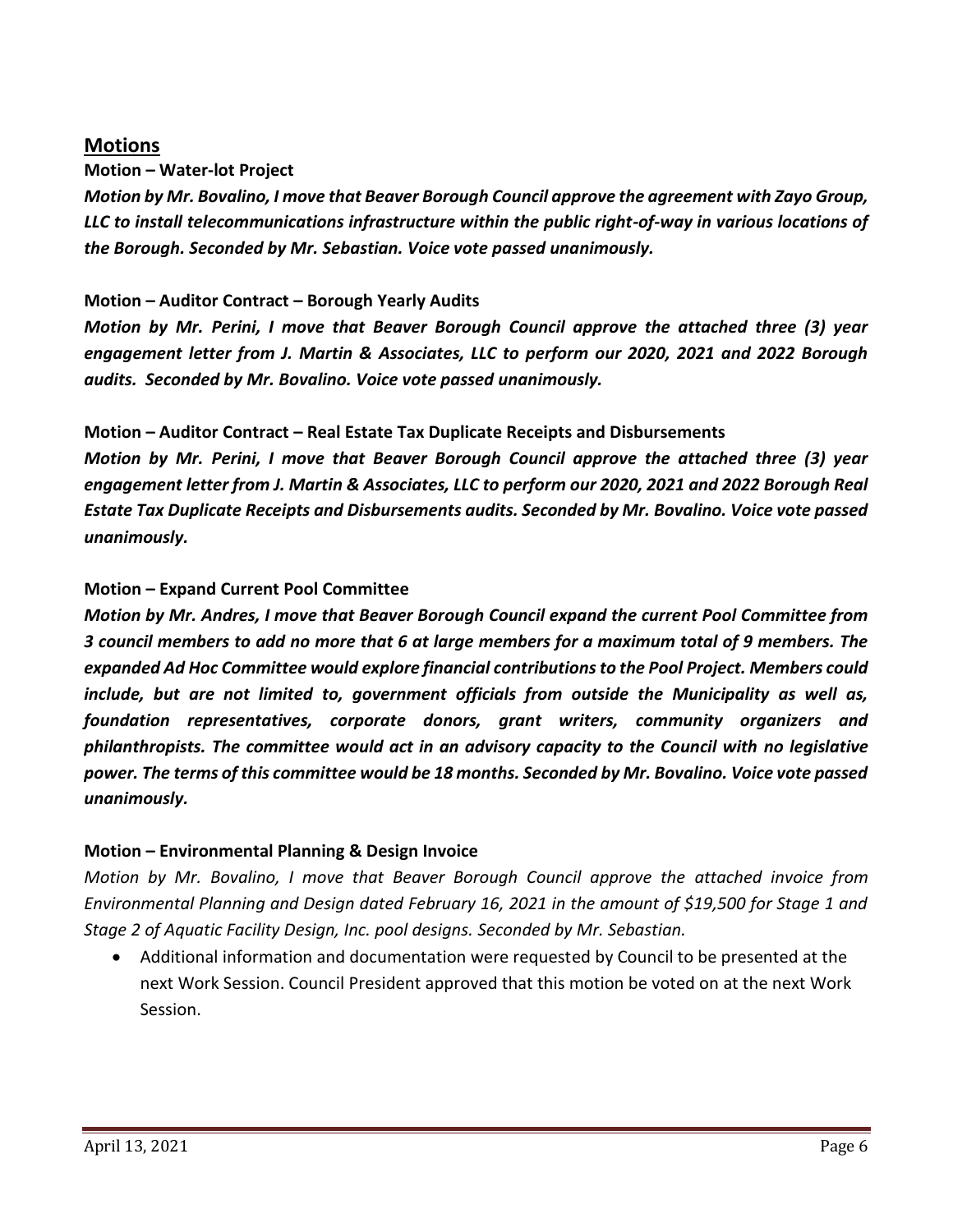## Motions

**Motion – Water-lot Project**

***Motion by Mr. Bovalino, I move that Beaver Borough Council approve the agreement with Zayo Group, LLC to install telecommunications infrastructure within the public right-of-way in various locations of the Borough. Seconded by Mr. Sebastian. Voice vote passed unanimously.***

**Motion – Auditor Contract – Borough Yearly Audits**

***Motion by Mr. Perini, I move that Beaver Borough Council approve the attached three (3) year engagement letter from J. Martin & Associates, LLC to perform our 2020, 2021 and 2022 Borough audits. Seconded by Mr. Bovalino. Voice vote passed unanimously.***

**Motion – Auditor Contract – Real Estate Tax Duplicate Receipts and Disbursements**

***Motion by Mr. Perini, I move that Beaver Borough Council approve the attached three (3) year engagement letter from J. Martin & Associates, LLC to perform our 2020, 2021 and 2022 Borough Real Estate Tax Duplicate Receipts and Disbursements audits. Seconded by Mr. Bovalino. Voice vote passed unanimously.***

**Motion – Expand Current Pool Committee**

***Motion by Mr. Andres, I move that Beaver Borough Council expand the current Pool Committee from 3 council members to add no more that 6 at large members for a maximum total of 9 members. The expanded Ad Hoc Committee would explore financial contributions to the Pool Project. Members could include, but are not limited to, government officials from outside the Municipality as well as, foundation representatives, corporate donors, grant writers, community organizers and philanthropists. The committee would act in an advisory capacity to the Council with no legislative power. The terms of this committee would be 18 months. Seconded by Mr. Bovalino. Voice vote passed unanimously.***

**Motion – Environmental Planning & Design Invoice**

*Motion by Mr. Bovalino, I move that Beaver Borough Council approve the attached invoice from Environmental Planning and Design dated February 16, 2021 in the amount of $19,500 for Stage 1 and Stage 2 of Aquatic Facility Design, Inc. pool designs. Seconded by Mr. Sebastian.*

- Additional information and documentation were requested by Council to be presented at the next Work Session. Council President approved that this motion be voted on at the next Work Session.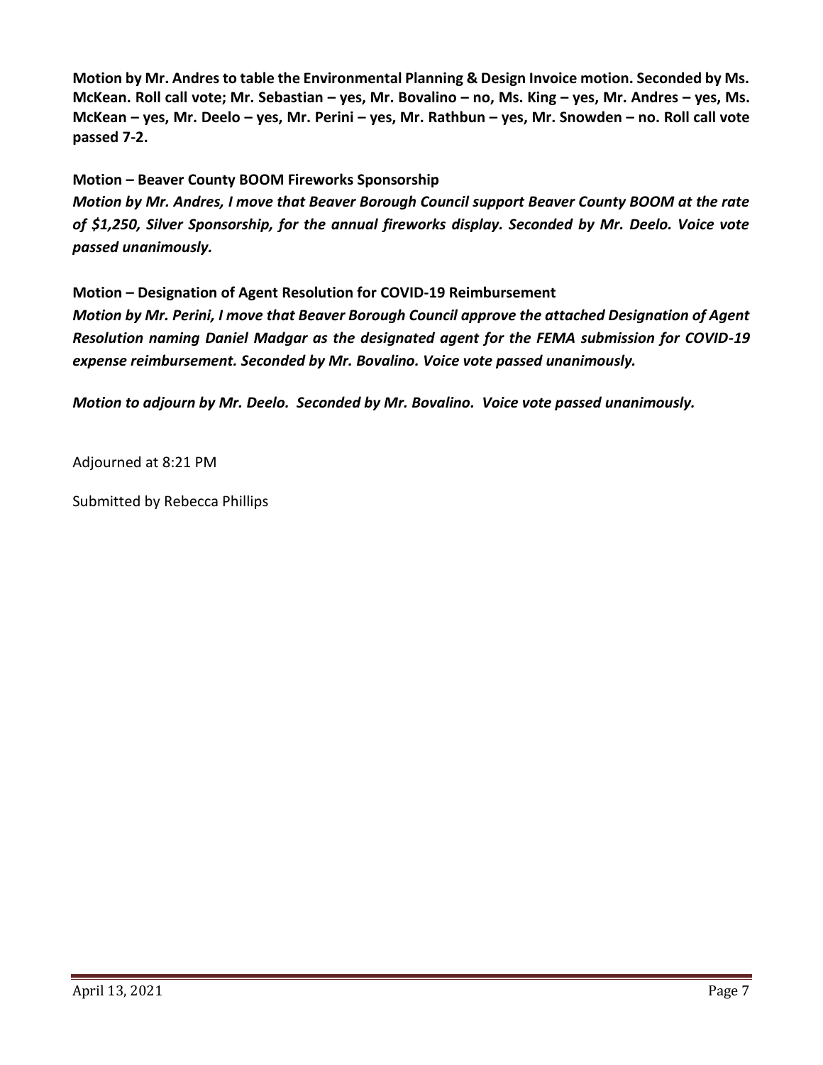**Motion by Mr. Andres to table the Environmental Planning & Design Invoice motion. Seconded by Ms. McKean. Roll call vote; Mr. Sebastian – yes, Mr. Bovalino – no, Ms. King – yes, Mr. Andres – yes, Ms. McKean – yes, Mr. Deelo – yes, Mr. Perini – yes, Mr. Rathbun – yes, Mr. Snowden – no. Roll call vote passed 7-2.**

**Motion – Beaver County BOOM Fireworks Sponsorship**

***Motion by Mr. Andres, I move that Beaver Borough Council support Beaver County BOOM at the rate of $1,250, Silver Sponsorship, for the annual fireworks display. Seconded by Mr. Deelo. Voice vote passed unanimously.***

**Motion – Designation of Agent Resolution for COVID-19 Reimbursement**

***Motion by Mr. Perini, I move that Beaver Borough Council approve the attached Designation of Agent Resolution naming Daniel Madgar as the designated agent for the FEMA submission for COVID-19 expense reimbursement. Seconded by Mr. Bovalino. Voice vote passed unanimously.***

***Motion to adjourn by Mr. Deelo. Seconded by Mr. Bovalino. Voice vote passed unanimously.***

Adjourned at 8:21 PM

Submitted by Rebecca Phillips